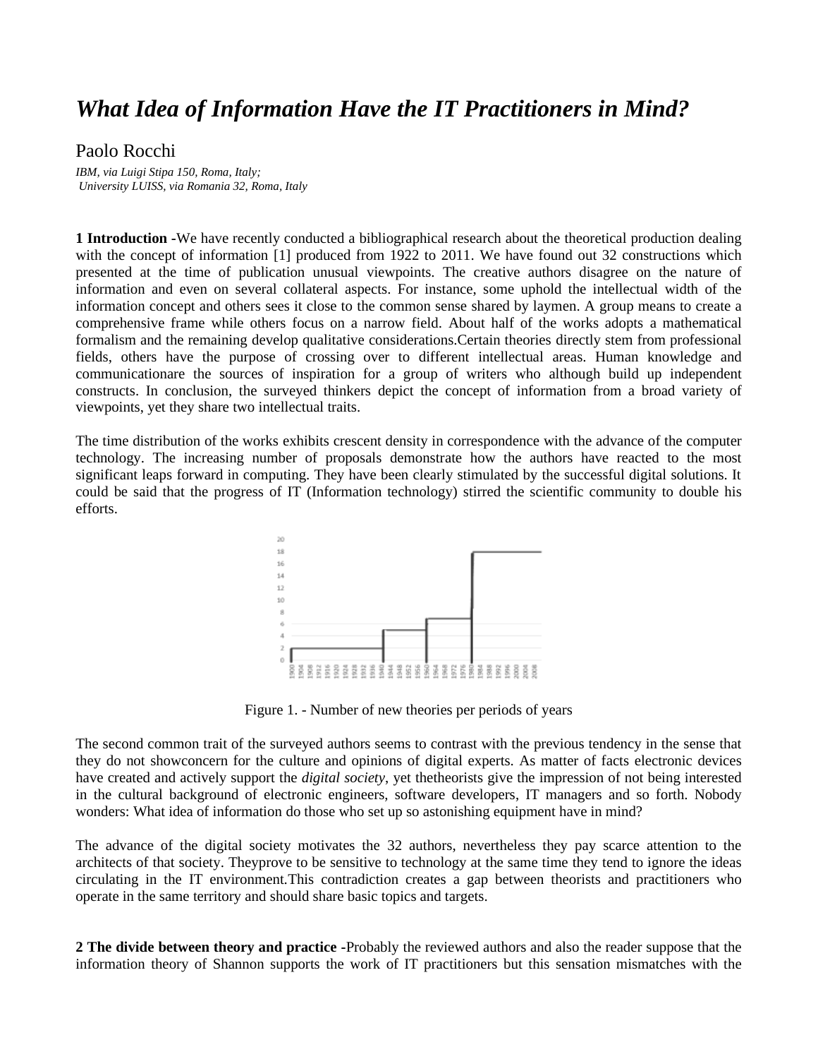# *What Idea of Information Have the IT Practitioners in Mind?*

Paolo Rocchi

*IBM, via Luigi Stipa 150, Roma, Italy;*
*University LUISS, via Romania 32, Roma, Italy*

**1 Introduction -**We have recently conducted a bibliographical research about the theoretical production dealing with the concept of information [1] produced from 1922 to 2011. We have found out 32 constructions which presented at the time of publication unusual viewpoints. The creative authors disagree on the nature of information and even on several collateral aspects. For instance, some uphold the intellectual width of the information concept and others sees it close to the common sense shared by laymen. A group means to create a comprehensive frame while others focus on a narrow field. About half of the works adopts a mathematical formalism and the remaining develop qualitative considerations.Certain theories directly stem from professional fields, others have the purpose of crossing over to different intellectual areas. Human knowledge and communicationare the sources of inspiration for a group of writers who although build up independent constructs. In conclusion, the surveyed thinkers depict the concept of information from a broad variety of viewpoints, yet they share two intellectual traits.

The time distribution of the works exhibits crescent density in correspondence with the advance of the computer technology. The increasing number of proposals demonstrate how the authors have reacted to the most significant leaps forward in computing. They have been clearly stimulated by the successful digital solutions. It could be said that the progress of IT (Information technology) stirred the scientific community to double his efforts.

Figure 1. - Number of new theories per periods of years

The second common trait of the surveyed authors seems to contrast with the previous tendency in the sense that they do not showconcern for the culture and opinions of digital experts. As matter of facts electronic devices have created and actively support the *digital society*, yet thetheorists give the impression of not being interested in the cultural background of electronic engineers, software developers, IT managers and so forth. Nobody wonders: What idea of information do those who set up so astonishing equipment have in mind?

The advance of the digital society motivates the 32 authors, nevertheless they pay scarce attention to the architects of that society. Theyprove to be sensitive to technology at the same time they tend to ignore the ideas circulating in the IT environment.This contradiction creates a gap between theorists and practitioners who operate in the same territory and should share basic topics and targets.

**2 The divide between theory and practice -**Probably the reviewed authors and also the reader suppose that the information theory of Shannon supports the work of IT practitioners but this sensation mismatches with the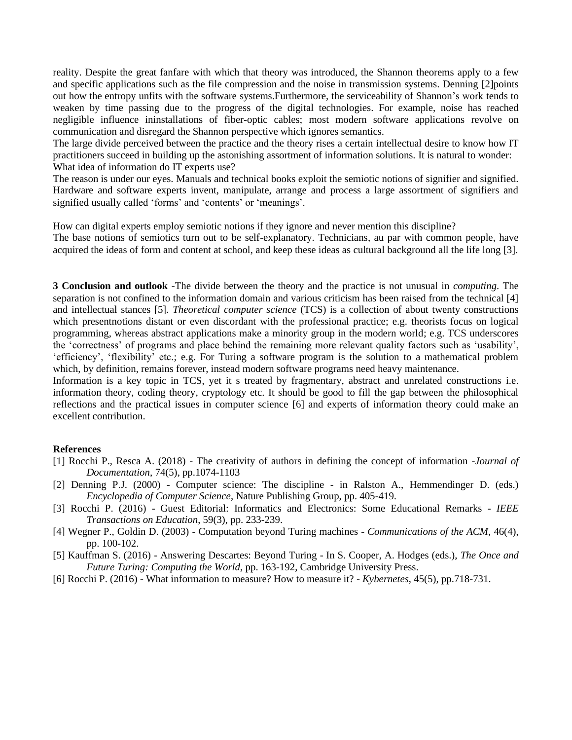reality. Despite the great fanfare with which that theory was introduced, the Shannon theorems apply to a few and specific applications such as the file compression and the noise in transmission systems. Denning [2]points out how the entropy unfits with the software systems.Furthermore, the serviceability of Shannon's work tends to weaken by time passing due to the progress of the digital technologies. For example, noise has reached negligible influence ininstallations of fiber-optic cables; most modern software applications revolve on communication and disregard the Shannon perspective which ignores semantics.

The large divide perceived between the practice and the theory rises a certain intellectual desire to know how IT practitioners succeed in building up the astonishing assortment of information solutions. It is natural to wonder: What idea of information do IT experts use?

The reason is under our eyes. Manuals and technical books exploit the semiotic notions of signifier and signified. Hardware and software experts invent, manipulate, arrange and process a large assortment of signifiers and signified usually called 'forms' and 'contents' or 'meanings'.

How can digital experts employ semiotic notions if they ignore and never mention this discipline?

The base notions of semiotics turn out to be self-explanatory. Technicians, au par with common people, have acquired the ideas of form and content at school, and keep these ideas as cultural background all the life long [3].

**3 Conclusion and outlook** -The divide between the theory and the practice is not unusual in *computing*. The separation is not confined to the information domain and various criticism has been raised from the technical [4] and intellectual stances [5]. *Theoretical computer science* (TCS) is a collection of about twenty constructions which presentnotions distant or even discordant with the professional practice; e.g. theorists focus on logical programming, whereas abstract applications make a minority group in the modern world; e.g. TCS underscores the 'correctness' of programs and place behind the remaining more relevant quality factors such as 'usability', 'efficiency', 'flexibility' etc.; e.g. For Turing a software program is the solution to a mathematical problem which, by definition, remains forever, instead modern software programs need heavy maintenance.

Information is a key topic in TCS, yet it s treated by fragmentary, abstract and unrelated constructions i.e. information theory, coding theory, cryptology etc. It should be good to fill the gap between the philosophical reflections and the practical issues in computer science [6] and experts of information theory could make an excellent contribution.

**References**

[1] Rocchi P., Resca A. (2018) - The creativity of authors in defining the concept of information -*Journal of Documentation*, 74(5), pp.1074-1103

[2] Denning P.J. (2000) - Computer science: The discipline - in Ralston A., Hemmendinger D. (eds.) *Encyclopedia of Computer Science*, Nature Publishing Group, pp. 405-419.

[3] Rocchi P. (2016) - Guest Editorial: Informatics and Electronics: Some Educational Remarks - *IEEE Transactions on Education*, 59(3), pp. 233-239.

[4] Wegner P., Goldin D. (2003) - Computation beyond Turing machines - *Communications of the ACM*, 46(4), pp. 100-102.

[5] Kauffman S. (2016) - Answering Descartes: Beyond Turing - In S. Cooper, A. Hodges (eds.), *The Once and Future Turing: Computing the World*, pp. 163-192, Cambridge University Press.

[6] Rocchi P. (2016) - What information to measure? How to measure it? - *Kybernetes*, 45(5), pp.718-731.